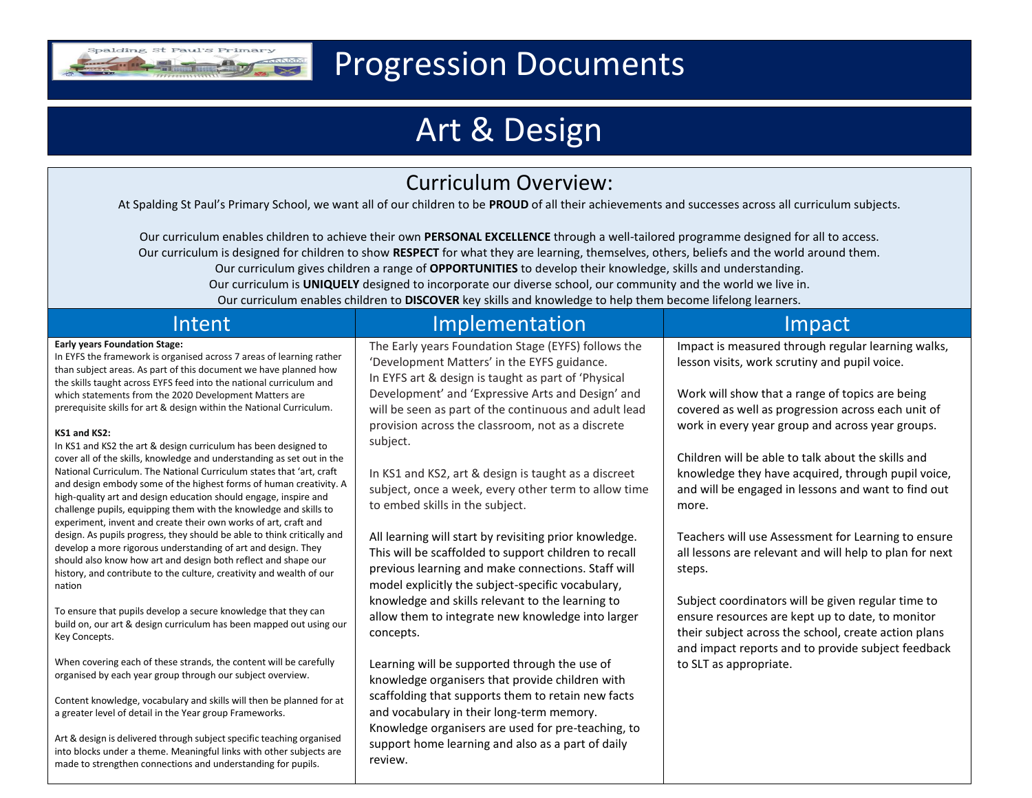# Progression Documents

# Art & Design

## Curriculum Overview:

At Spalding St Paul's Primary School, we want all of our children to be **PROUD** of all their achievements and successes across all curriculum subjects.

Our curriculum enables children to achieve their own **PERSONAL EXCELLENCE** through a well-tailored programme designed for all to access.
Our curriculum is designed for children to show **RESPECT** for what they are learning, themselves, others, beliefs and the world around them.
Our curriculum gives children a range of **OPPORTUNITIES** to develop their knowledge, skills and understanding.
Our curriculum is **UNIQUELY** designed to incorporate our diverse school, our community and the world we live in.
Our curriculum enables children to **DISCOVER** key skills and knowledge to help them become lifelong learners.

## Intent

**Early years Foundation Stage:**
In EYFS the framework is organised across 7 areas of learning rather than subject areas. As part of this document we have planned how the skills taught across EYFS feed into the national curriculum and which statements from the 2020 Development Matters are prerequisite skills for art & design within the National Curriculum.

**KS1 and KS2:**
In KS1 and KS2 the art & design curriculum has been designed to cover all of the skills, knowledge and understanding as set out in the National Curriculum. The National Curriculum states that 'art, craft and design embody some of the highest forms of human creativity. A high-quality art and design education should engage, inspire and challenge pupils, equipping them with the knowledge and skills to experiment, invent and create their own works of art, craft and design. As pupils progress, they should be able to think critically and develop a more rigorous understanding of art and design. They should also know how art and design both reflect and shape our history, and contribute to the culture, creativity and wealth of our nation

To ensure that pupils develop a secure knowledge that they can build on, our art & design curriculum has been mapped out using our Key Concepts.

When covering each of these strands, the content will be carefully organised by each year group through our subject overview.

Content knowledge, vocabulary and skills will then be planned for at a greater level of detail in the Year group Frameworks.

Art & design is delivered through subject specific teaching organised into blocks under a theme. Meaningful links with other subjects are made to strengthen connections and understanding for pupils.

## Implementation

The Early years Foundation Stage (EYFS) follows the 'Development Matters' in the EYFS guidance.
In EYFS art & design is taught as part of 'Physical Development' and 'Expressive Arts and Design' and will be seen as part of the continuous and adult lead provision across the classroom, not as a discrete subject.

In KS1 and KS2, art & design is taught as a discreet subject, once a week, every other term to allow time to embed skills in the subject.

All learning will start by revisiting prior knowledge. This will be scaffolded to support children to recall previous learning and make connections. Staff will model explicitly the subject-specific vocabulary, knowledge and skills relevant to the learning to allow them to integrate new knowledge into larger concepts.

Learning will be supported through the use of knowledge organisers that provide children with scaffolding that supports them to retain new facts and vocabulary in their long-term memory. Knowledge organisers are used for pre-teaching, to support home learning and also as a part of daily review.

## Impact

Impact is measured through regular learning walks, lesson visits, work scrutiny and pupil voice.

Work will show that a range of topics are being covered as well as progression across each unit of work in every year group and across year groups.

Children will be able to talk about the skills and knowledge they have acquired, through pupil voice, and will be engaged in lessons and want to find out more.

Teachers will use Assessment for Learning to ensure all lessons are relevant and will help to plan for next steps.

Subject coordinators will be given regular time to ensure resources are kept up to date, to monitor their subject across the school, create action plans and impact reports and to provide subject feedback to SLT as appropriate.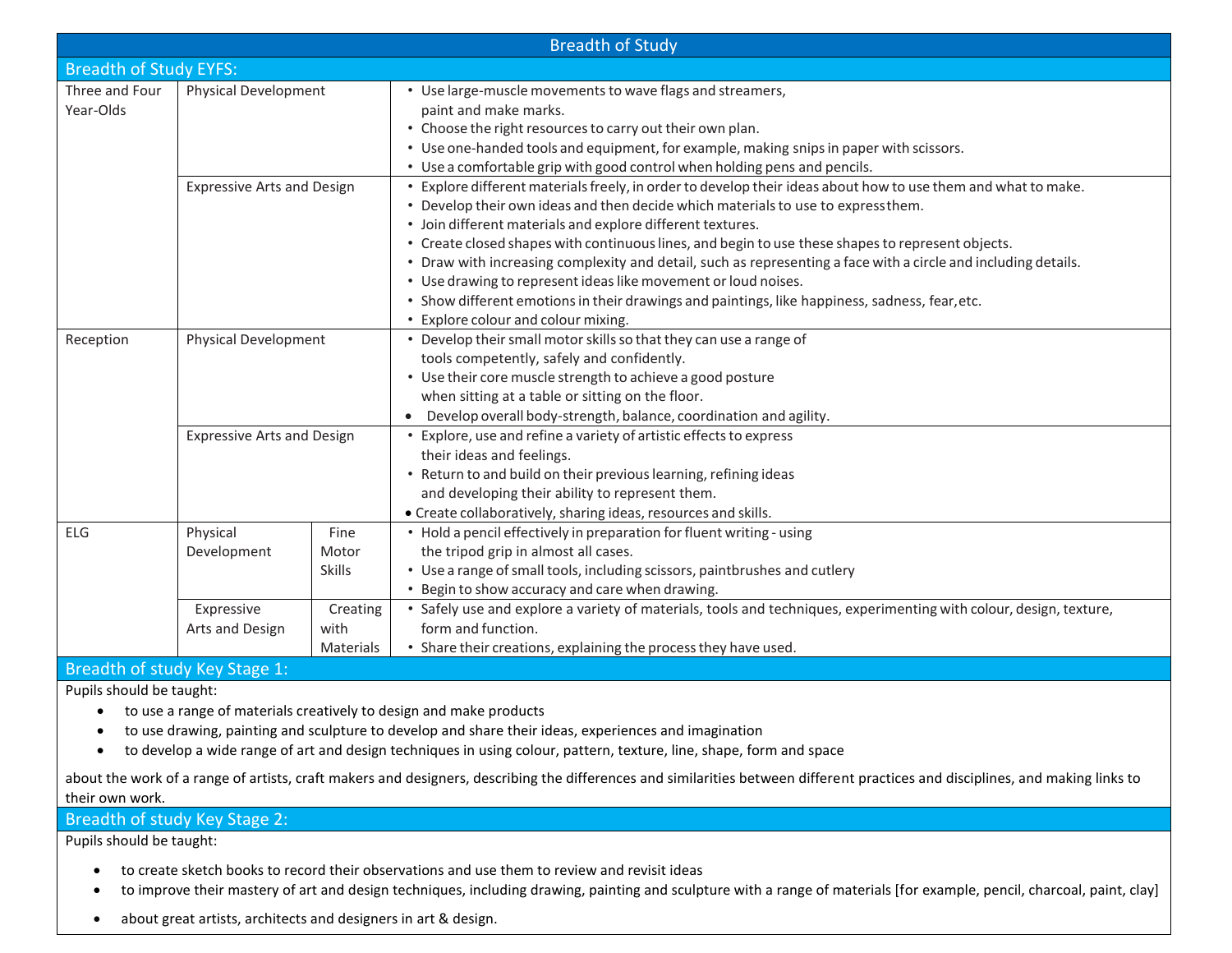## Breadth of Study

### Breadth of Study EYFS:

| | | | |
|---|---|---|---|
| Three and Four Year-Olds | Physical Development | | • Use large-muscle movements to wave flags and streamers, paint and make marks.<br>• Choose the right resources to carry out their own plan.<br>• Use one-handed tools and equipment, for example, making snips in paper with scissors.<br>• Use a comfortable grip with good control when holding pens and pencils. |
| | Expressive Arts and Design | | • Explore different materials freely, in order to develop their ideas about how to use them and what to make.<br>• Develop their own ideas and then decide which materials to use to express them.<br>• Join different materials and explore different textures.<br>• Create closed shapes with continuous lines, and begin to use these shapes to represent objects.<br>• Draw with increasing complexity and detail, such as representing a face with a circle and including details.<br>• Use drawing to represent ideas like movement or loud noises.<br>• Show different emotions in their drawings and paintings, like happiness, sadness, fear, etc.<br>• Explore colour and colour mixing. |
| Reception | Physical Development | | • Develop their small motor skills so that they can use a range of tools competently, safely and confidently.<br>• Use their core muscle strength to achieve a good posture when sitting at a table or sitting on the floor.<br>• Develop overall body-strength, balance, coordination and agility. |
| | Expressive Arts and Design | | • Explore, use and refine a variety of artistic effects to express their ideas and feelings.<br>• Return to and build on their previous learning, refining ideas and developing their ability to represent them.<br>• Create collaboratively, sharing ideas, resources and skills. |
| ELG | Physical Development | Fine Motor Skills | • Hold a pencil effectively in preparation for fluent writing - using the tripod grip in almost all cases.<br>• Use a range of small tools, including scissors, paintbrushes and cutlery<br>• Begin to show accuracy and care when drawing. |
| | Expressive Arts and Design | Creating with Materials | • Safely use and explore a variety of materials, tools and techniques, experimenting with colour, design, texture, form and function.<br>• Share their creations, explaining the process they have used. |

### Breadth of study Key Stage 1:

Pupils should be taught:

- to use a range of materials creatively to design and make products
- to use drawing, painting and sculpture to develop and share their ideas, experiences and imagination
- to develop a wide range of art and design techniques in using colour, pattern, texture, line, shape, form and space

about the work of a range of artists, craft makers and designers, describing the differences and similarities between different practices and disciplines, and making links to their own work.

### Breadth of study Key Stage 2:

Pupils should be taught:

- to create sketch books to record their observations and use them to review and revisit ideas
- to improve their mastery of art and design techniques, including drawing, painting and sculpture with a range of materials [for example, pencil, charcoal, paint, clay]
- about great artists, architects and designers in art & design.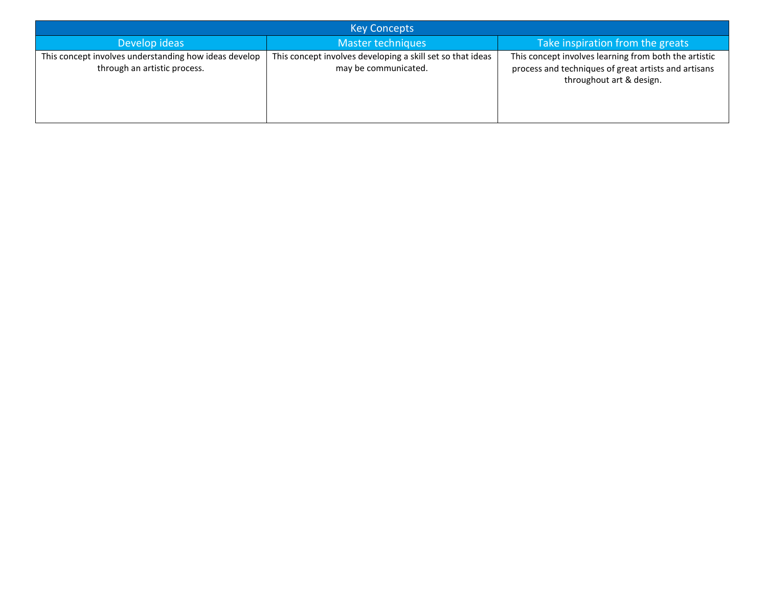| Key Concepts | | |
|---|---|---|
| Develop ideas | Master techniques | Take inspiration from the greats |
| This concept involves understanding how ideas develop through an artistic process. | This concept involves developing a skill set so that ideas may be communicated. | This concept involves learning from both the artistic process and techniques of great artists and artisans throughout art & design. |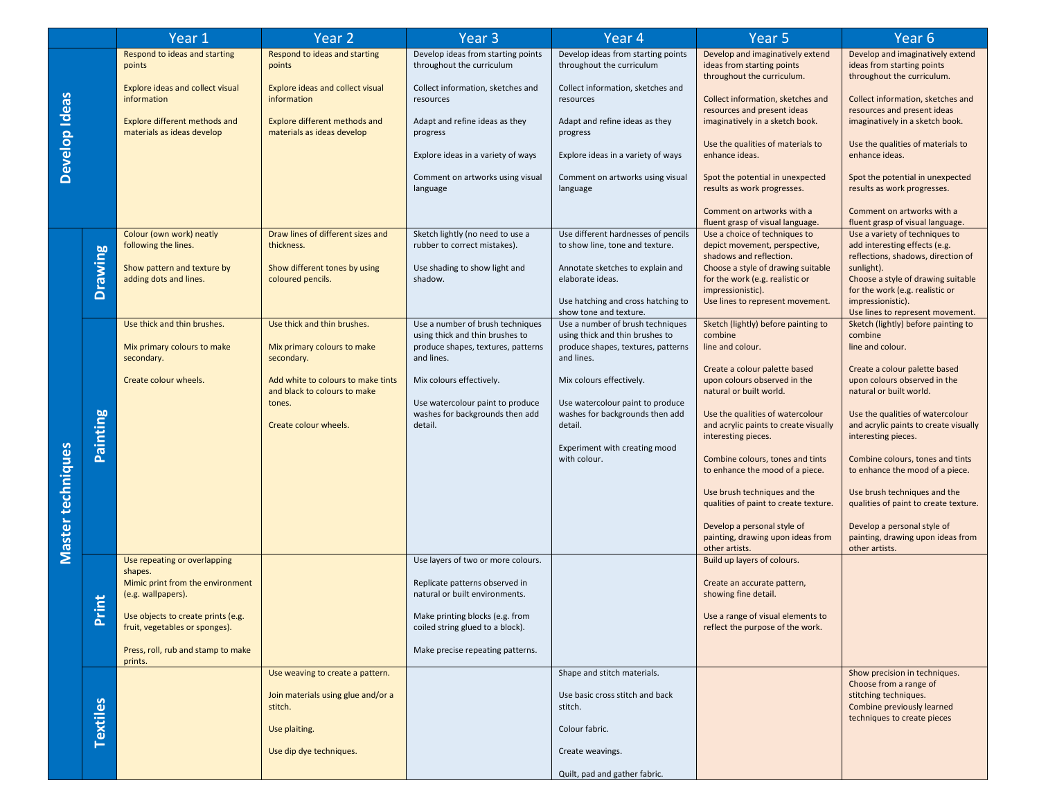| | | Year 1 | Year 2 | Year 3 | Year 4 | Year 5 | Year 6 |
|---|---|---|---|---|---|---|---|
| Develop Ideas | | Respond to ideas and starting points<br><br>Explore ideas and collect visual information<br><br>Explore different methods and materials as ideas develop | Respond to ideas and starting points<br><br>Explore ideas and collect visual information<br><br>Explore different methods and materials as ideas develop | Develop ideas from starting points throughout the curriculum<br><br>Collect information, sketches and resources<br><br>Adapt and refine ideas as they progress<br><br>Explore ideas in a variety of ways<br><br>Comment on artworks using visual language | Develop ideas from starting points throughout the curriculum<br><br>Collect information, sketches and resources<br><br>Adapt and refine ideas as they progress<br><br>Explore ideas in a variety of ways<br><br>Comment on artworks using visual language | Develop and imaginatively extend ideas from starting points throughout the curriculum.<br><br>Collect information, sketches and resources and present ideas imaginatively in a sketch book.<br><br>Use the qualities of materials to enhance ideas.<br><br>Spot the potential in unexpected results as work progresses.<br><br>Comment on artworks with a fluent grasp of visual language. | Develop and imaginatively extend ideas from starting points throughout the curriculum.<br><br>Collect information, sketches and resources and present ideas imaginatively in a sketch book.<br><br>Use the qualities of materials to enhance ideas.<br><br>Spot the potential in unexpected results as work progresses.<br><br>Comment on artworks with a fluent grasp of visual language. |
| Master techniques | Drawing | Colour (own work) neatly following the lines.<br><br>Show pattern and texture by adding dots and lines. | Draw lines of different sizes and thickness.<br><br>Show different tones by using coloured pencils. | Sketch lightly (no need to use a rubber to correct mistakes).<br><br>Use shading to show light and shadow. | Use different hardnesses of pencils to show line, tone and texture.<br><br>Annotate sketches to explain and elaborate ideas.<br><br>Use hatching and cross hatching to show tone and texture. | Use a choice of techniques to depict movement, perspective, shadows and reflection.<br>Choose a style of drawing suitable for the work (e.g. realistic or impressionistic).<br>Use lines to represent movement. | Use a variety of techniques to add interesting effects (e.g. reflections, shadows, direction of sunlight).<br>Choose a style of drawing suitable for the work (e.g. realistic or impressionistic).<br>Use lines to represent movement. |
| | Painting | Use thick and thin brushes.<br><br>Mix primary colours to make secondary.<br><br>Create colour wheels. | Use thick and thin brushes.<br><br>Mix primary colours to make secondary.<br><br>Add white to colours to make tints and black to colours to make tones.<br><br>Create colour wheels. | Use a number of brush techniques using thick and thin brushes to produce shapes, textures, patterns and lines.<br><br>Mix colours effectively.<br><br>Use watercolour paint to produce washes for backgrounds then add detail. | Use a number of brush techniques using thick and thin brushes to produce shapes, textures, patterns and lines.<br><br>Mix colours effectively.<br><br>Use watercolour paint to produce washes for backgrounds then add detail.<br><br>Experiment with creating mood with colour. | Sketch (lightly) before painting to combine line and colour.<br><br>Create a colour palette based upon colours observed in the natural or built world.<br><br>Use the qualities of watercolour and acrylic paints to create visually interesting pieces.<br><br>Combine colours, tones and tints to enhance the mood of a piece.<br><br>Use brush techniques and the qualities of paint to create texture.<br><br>Develop a personal style of painting, drawing upon ideas from other artists. | Sketch (lightly) before painting to combine line and colour.<br><br>Create a colour palette based upon colours observed in the natural or built world.<br><br>Use the qualities of watercolour and acrylic paints to create visually interesting pieces.<br><br>Combine colours, tones and tints to enhance the mood of a piece.<br><br>Use brush techniques and the qualities of paint to create texture.<br><br>Develop a personal style of painting, drawing upon ideas from other artists. |
| | Print | Use repeating or overlapping shapes.<br>Mimic print from the environment (e.g. wallpapers).<br><br>Use objects to create prints (e.g. fruit, vegetables or sponges).<br><br>Press, roll, rub and stamp to make prints. | | Use layers of two or more colours.<br><br>Replicate patterns observed in natural or built environments.<br><br>Make printing blocks (e.g. from coiled string glued to a block).<br><br>Make precise repeating patterns. | | Build up layers of colours.<br><br>Create an accurate pattern, showing fine detail.<br><br>Use a range of visual elements to reflect the purpose of the work. | |
| | Textiles | | Use weaving to create a pattern.<br><br>Join materials using glue and/or a stitch.<br><br>Use plaiting.<br><br>Use dip dye techniques. | | Shape and stitch materials.<br><br>Use basic cross stitch and back stitch.<br><br>Colour fabric.<br><br>Create weavings.<br><br>Quilt, pad and gather fabric. | | Show precision in techniques.<br>Choose from a range of stitching techniques.<br>Combine previously learned techniques to create pieces |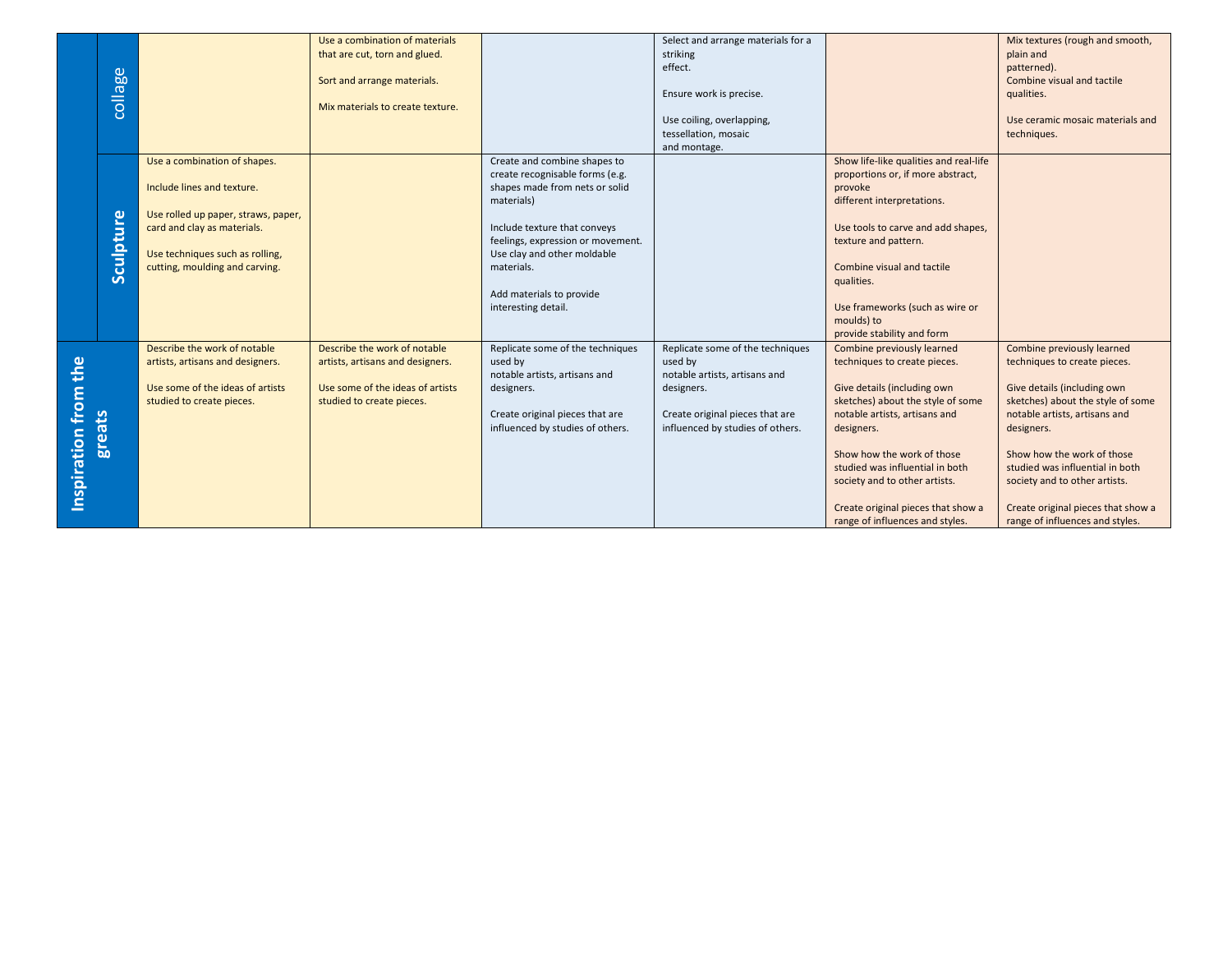| | | | | | | | |
|---|---|---|---|---|---|---|---|
| | collage | | Use a combination of materials that are cut, torn and glued.<br><br>Sort and arrange materials.<br><br>Mix materials to create texture. | | Select and arrange materials for a striking effect.<br><br>Ensure work is precise.<br><br>Use coiling, overlapping, tessellation, mosaic and montage. | | Mix textures (rough and smooth, plain and patterned).<br>Combine visual and tactile qualities.<br><br>Use ceramic mosaic materials and techniques. |
| | **Sculpture** | Use a combination of shapes.<br><br>Include lines and texture.<br><br>Use rolled up paper, straws, paper, card and clay as materials.<br><br>Use techniques such as rolling, cutting, moulding and carving. | | Create and combine shapes to create recognisable forms (e.g. shapes made from nets or solid materials)<br><br>Include texture that conveys feelings, expression or movement.<br>Use clay and other moldable materials.<br><br>Add materials to provide interesting detail. | | Show life-like qualities and real-life proportions or, if more abstract, provoke different interpretations.<br><br>Use tools to carve and add shapes, texture and pattern.<br><br>Combine visual and tactile qualities.<br><br>Use frameworks (such as wire or moulds) to provide stability and form | |
| **Inspiration from the greats** | | Describe the work of notable artists, artisans and designers.<br><br>Use some of the ideas of artists studied to create pieces. | Describe the work of notable artists, artisans and designers.<br><br>Use some of the ideas of artists studied to create pieces. | Replicate some of the techniques used by notable artists, artisans and designers.<br><br>Create original pieces that are influenced by studies of others. | Replicate some of the techniques used by notable artists, artisans and designers.<br><br>Create original pieces that are influenced by studies of others. | Combine previously learned techniques to create pieces.<br><br>Give details (including own sketches) about the style of some notable artists, artisans and designers.<br><br>Show how the work of those studied was influential in both society and to other artists.<br><br>Create original pieces that show a range of influences and styles. | Combine previously learned techniques to create pieces.<br><br>Give details (including own sketches) about the style of some notable artists, artisans and designers.<br><br>Show how the work of those studied was influential in both society and to other artists.<br><br>Create original pieces that show a range of influences and styles. |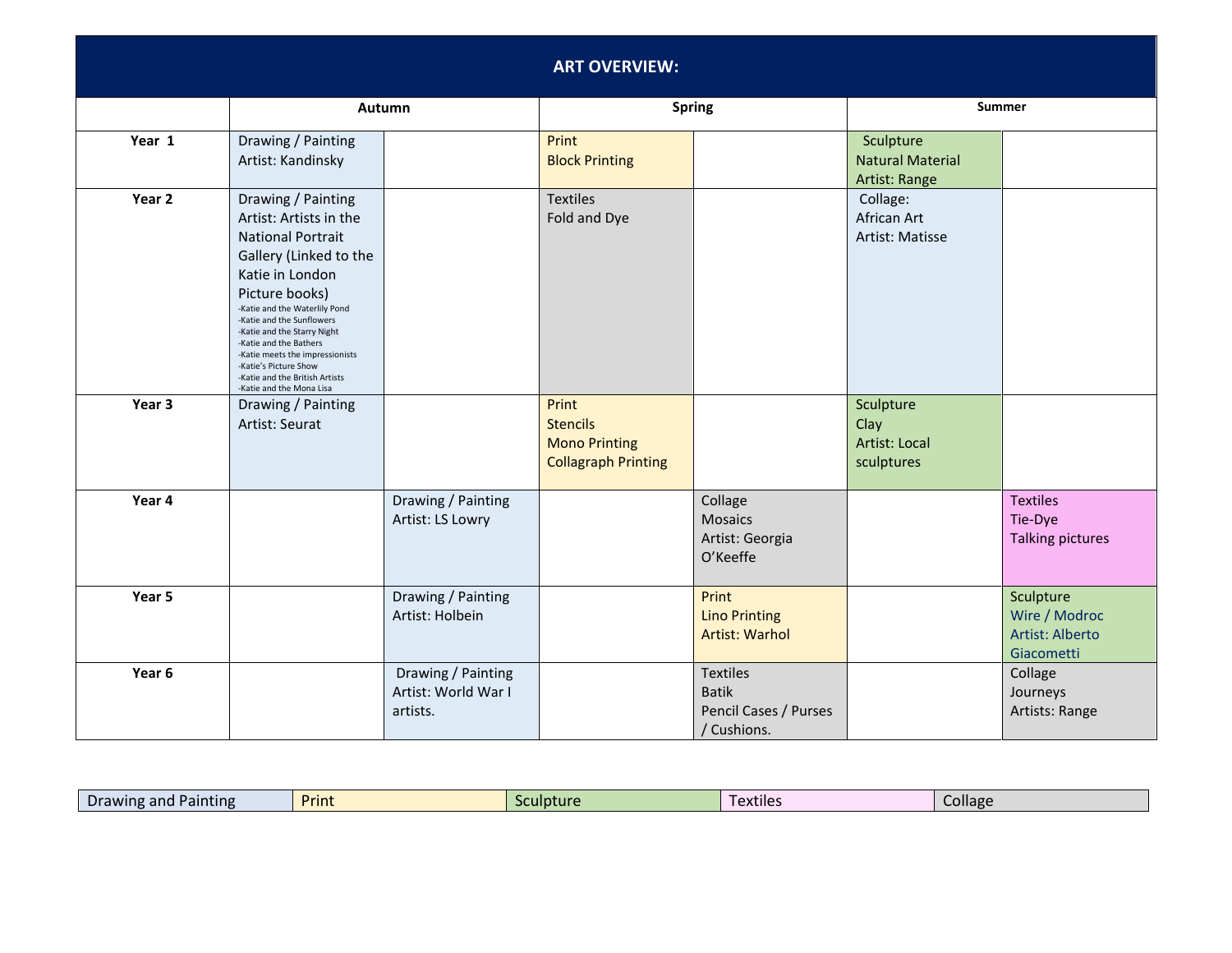# ART OVERVIEW:

| | Autumn | | Spring | | Summer | |
|---|---|---|---|---|---|---|
| **Year 1** | Drawing / Painting<br>Artist: Kandinsky | | Print<br>Block Printing | | Sculpture<br>Natural Material<br>Artist: Range | |
| **Year 2** | Drawing / Painting<br>Artist: Artists in the National Portrait Gallery (Linked to the Katie in London Picture books)<br>-Katie and the Waterlily Pond<br>-Katie and the Sunflowers<br>-Katie and the Starry Night<br>-Katie and the Bathers<br>-Katie meets the impressionists<br>-Katie's Picture Show<br>-Katie and the British Artists<br>-Katie and the Mona Lisa | | Textiles<br>Fold and Dye | | Collage:<br>African Art<br>Artist: Matisse | |
| **Year 3** | Drawing / Painting<br>Artist: Seurat | | Print<br>Stencils<br>Mono Printing<br>Collagraph Printing | | Sculpture<br>Clay<br>Artist: Local sculptures | |
| **Year 4** | | Drawing / Painting<br>Artist: LS Lowry | | Collage<br>Mosaics<br>Artist: Georgia O'Keeffe | | Textiles<br>Tie-Dye<br>Talking pictures |
| **Year 5** | | Drawing / Painting<br>Artist: Holbein | | Print<br>Lino Printing<br>Artist: Warhol | | Sculpture<br>Wire / Modroc<br>Artist: Alberto Giacometti |
| **Year 6** | | Drawing / Painting<br>Artist: World War I artists. | | Textiles<br>Batik<br>Pencil Cases / Purses / Cushions. | | Collage<br>Journeys<br>Artists: Range |

| | | | | |
|---|---|---|---|---|
| Drawing and Painting | Print | Sculpture | Textiles | Collage |